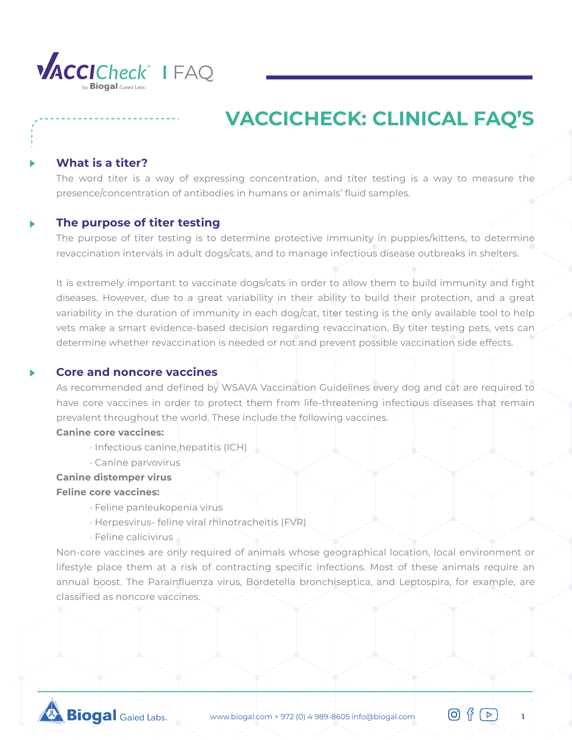VACCICheck | FAQ

# VACCICHECK: CLINICAL FAQ'S

### What is a titer?

The word titer is a way of expressing concentration, and titer testing is a way to measure the presence/concentration of antibodies in humans or animals' fluid samples.

### The purpose of titer testing

The purpose of titer testing is to determine protective immunity in puppies/kittens, to determine revaccination intervals in adult dogs/cats, and to manage infectious disease outbreaks in shelters.

It is extremely important to vaccinate dogs/cats in order to allow them to build immunity and fight diseases. However, due to a great variability in their ability to build their protection, and a great variability in the duration of immunity in each dog/cat, titer testing is the only available tool to help vets make a smart evidence-based decision regarding revaccination. By titer testing pets, vets can determine whether revaccination is needed or not and prevent possible vaccination side effects.

### Core and noncore vaccines

As recommended and defined by WSAVA Vaccination Guidelines every dog and cat are required to have core vaccines in order to protect them from life-threatening infectious diseases that remain prevalent throughout the world. These include the following vaccines.

**Canine core vaccines:**

- Infectious canine hepatitis (ICH)
- Canine parvovirus

**Canine distemper virus**

**Feline core vaccines:**

- Feline panleukopenia virus
- Herpesvirus- feline viral rhinotracheitis (FVR)
- Feline calicivirus

Non-core vaccines are only required of animals whose geographical location, local environment or lifestyle place them at a risk of contracting specific infections. Most of these animals require an annual boost. The Parainfluenza virus, Bordetella bronchiseptica, and Leptospira, for example, are classified as noncore vaccines.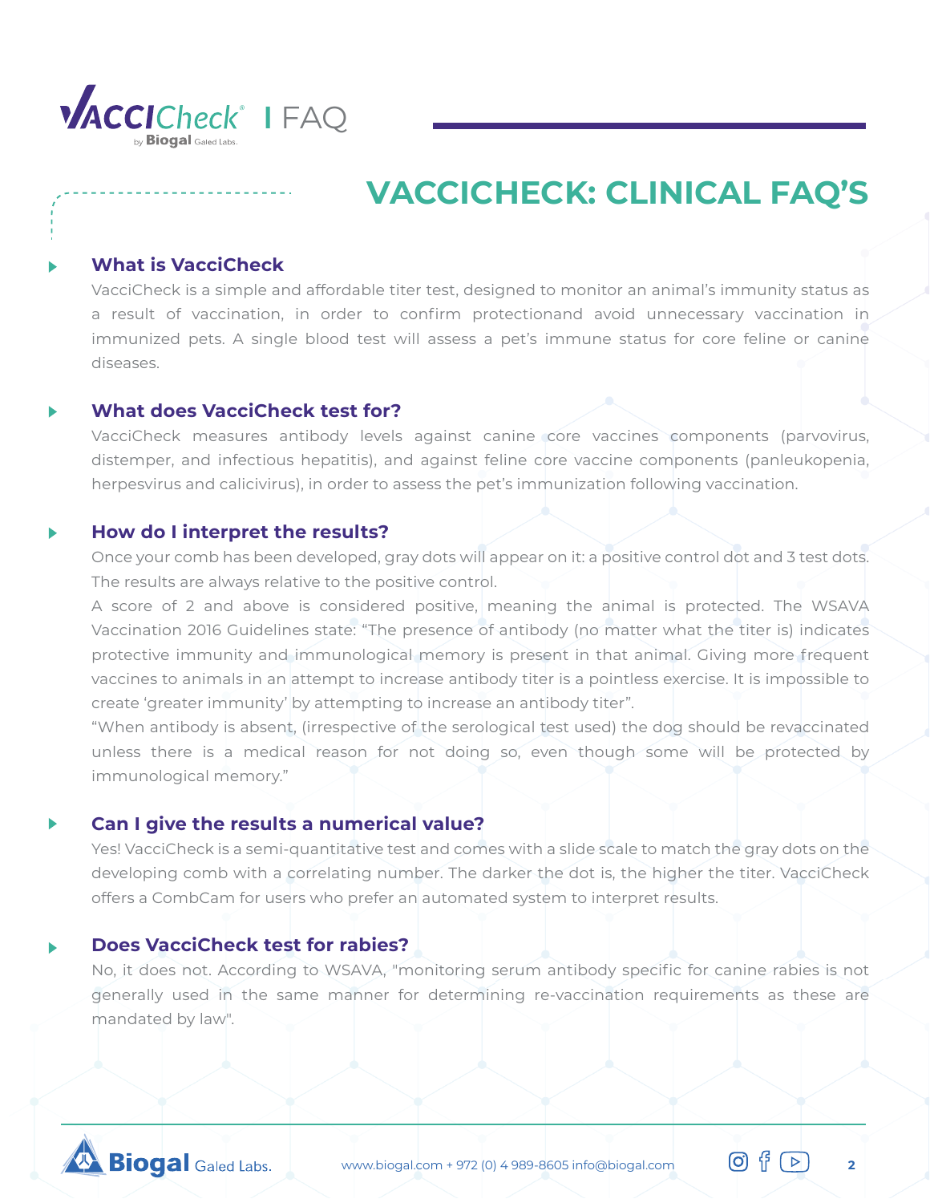# VACCICHECK: CLINICAL FAQ'S

### What is VacciCheck

VacciCheck is a simple and affordable titer test, designed to monitor an animal's immunity status as a result of vaccination, in order to confirm protectionand avoid unnecessary vaccination in immunized pets. A single blood test will assess a pet's immune status for core feline or canine diseases.

### What does VacciCheck test for?

VacciCheck measures antibody levels against canine core vaccines components (parvovirus, distemper, and infectious hepatitis), and against feline core vaccine components (panleukopenia, herpesvirus and calicivirus), in order to assess the pet's immunization following vaccination.

### How do I interpret the results?

Once your comb has been developed, gray dots will appear on it: a positive control dot and 3 test dots. The results are always relative to the positive control.

A score of 2 and above is considered positive, meaning the animal is protected. The WSAVA Vaccination 2016 Guidelines state: "The presence of antibody (no matter what the titer is) indicates protective immunity and immunological memory is present in that animal. Giving more frequent vaccines to animals in an attempt to increase antibody titer is a pointless exercise. It is impossible to create 'greater immunity' by attempting to increase an antibody titer".

"When antibody is absent, (irrespective of the serological test used) the dog should be revaccinated unless there is a medical reason for not doing so, even though some will be protected by immunological memory."

### Can I give the results a numerical value?

Yes! VacciCheck is a semi-quantitative test and comes with a slide scale to match the gray dots on the developing comb with a correlating number. The darker the dot is, the higher the titer. VacciCheck offers a CombCam for users who prefer an automated system to interpret results.

### Does VacciCheck test for rabies?

No, it does not. According to WSAVA, "monitoring serum antibody specific for canine rabies is not generally used in the same manner for determining re-vaccination requirements as these are mandated by law".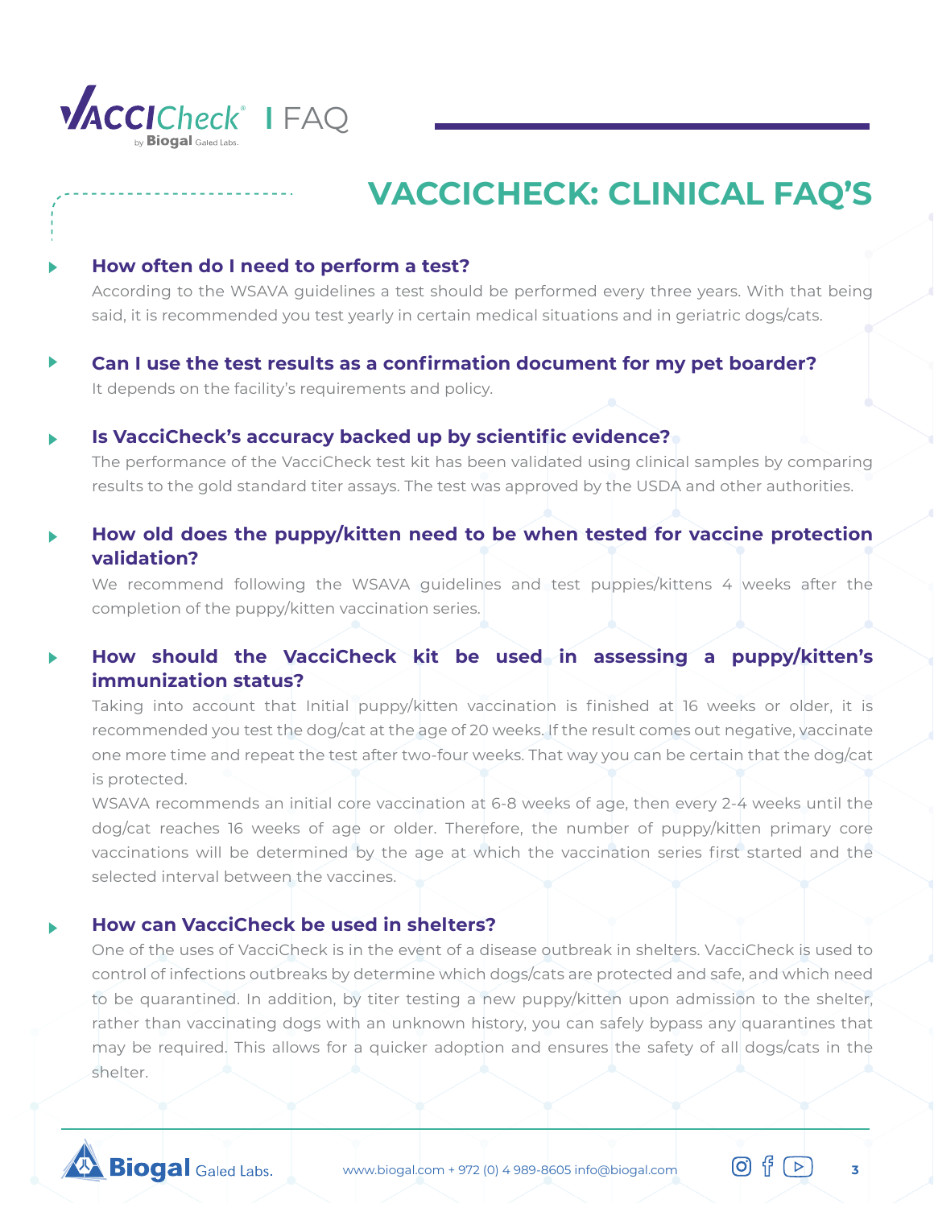# VACCICHECK: CLINICAL FAQ'S

### How often do I need to perform a test?

According to the WSAVA guidelines a test should be performed every three years. With that being said, it is recommended you test yearly in certain medical situations and in geriatric dogs/cats.

### Can I use the test results as a confirmation document for my pet boarder?

It depends on the facility's requirements and policy.

### Is VacciCheck's accuracy backed up by scientific evidence?

The performance of the VacciCheck test kit has been validated using clinical samples by comparing results to the gold standard titer assays. The test was approved by the USDA and other authorities.

### How old does the puppy/kitten need to be when tested for vaccine protection validation?

We recommend following the WSAVA guidelines and test puppies/kittens 4 weeks after the completion of the puppy/kitten vaccination series.

### How should the VacciCheck kit be used in assessing a puppy/kitten's immunization status?

Taking into account that Initial puppy/kitten vaccination is finished at 16 weeks or older, it is recommended you test the dog/cat at the age of 20 weeks. If the result comes out negative, vaccinate one more time and repeat the test after two-four weeks. That way you can be certain that the dog/cat is protected.

WSAVA recommends an initial core vaccination at 6-8 weeks of age, then every 2-4 weeks until the dog/cat reaches 16 weeks of age or older. Therefore, the number of puppy/kitten primary core vaccinations will be determined by the age at which the vaccination series first started and the selected interval between the vaccines.

### How can VacciCheck be used in shelters?

One of the uses of VacciCheck is in the event of a disease outbreak in shelters. VacciCheck is used to control of infections outbreaks by determine which dogs/cats are protected and safe, and which need to be quarantined. In addition, by titer testing a new puppy/kitten upon admission to the shelter, rather than vaccinating dogs with an unknown history, you can safely bypass any quarantines that may be required. This allows for a quicker adoption and ensures the safety of all dogs/cats in the shelter.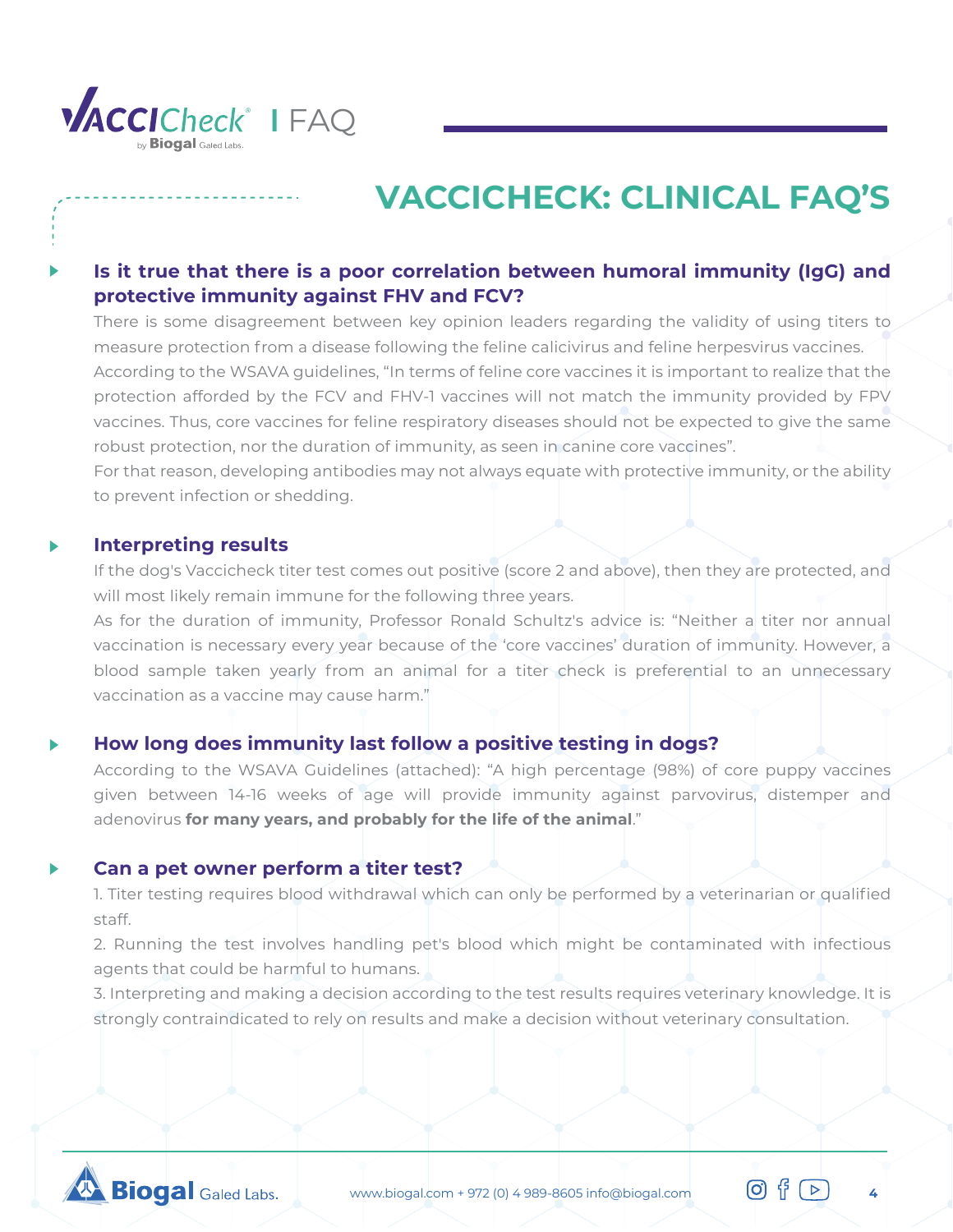# VACCICHECK: CLINICAL FAQ'S

### Is it true that there is a poor correlation between humoral immunity (IgG) and protective immunity against FHV and FCV?

There is some disagreement between key opinion leaders regarding the validity of using titers to measure protection from a disease following the feline calicivirus and feline herpesvirus vaccines. According to the WSAVA guidelines, "In terms of feline core vaccines it is important to realize that the protection afforded by the FCV and FHV-1 vaccines will not match the immunity provided by FPV vaccines. Thus, core vaccines for feline respiratory diseases should not be expected to give the same robust protection, nor the duration of immunity, as seen in canine core vaccines".

For that reason, developing antibodies may not always equate with protective immunity, or the ability to prevent infection or shedding.

### Interpreting results

If the dog's Vaccicheck titer test comes out positive (score 2 and above), then they are protected, and will most likely remain immune for the following three years.

As for the duration of immunity, Professor Ronald Schultz's advice is: "Neither a titer nor annual vaccination is necessary every year because of the 'core vaccines' duration of immunity. However, a blood sample taken yearly from an animal for a titer check is preferential to an unnecessary vaccination as a vaccine may cause harm."

### How long does immunity last follow a positive testing in dogs?

According to the WSAVA Guidelines (attached): "A high percentage (98%) of core puppy vaccines given between 14-16 weeks of age will provide immunity against parvovirus, distemper and adenovirus **for many years, and probably for the life of the animal**."

### Can a pet owner perform a titer test?

1. Titer testing requires blood withdrawal which can only be performed by a veterinarian or qualified staff.

2. Running the test involves handling pet's blood which might be contaminated with infectious agents that could be harmful to humans.

3. Interpreting and making a decision according to the test results requires veterinary knowledge. It is strongly contraindicated to rely on results and make a decision without veterinary consultation.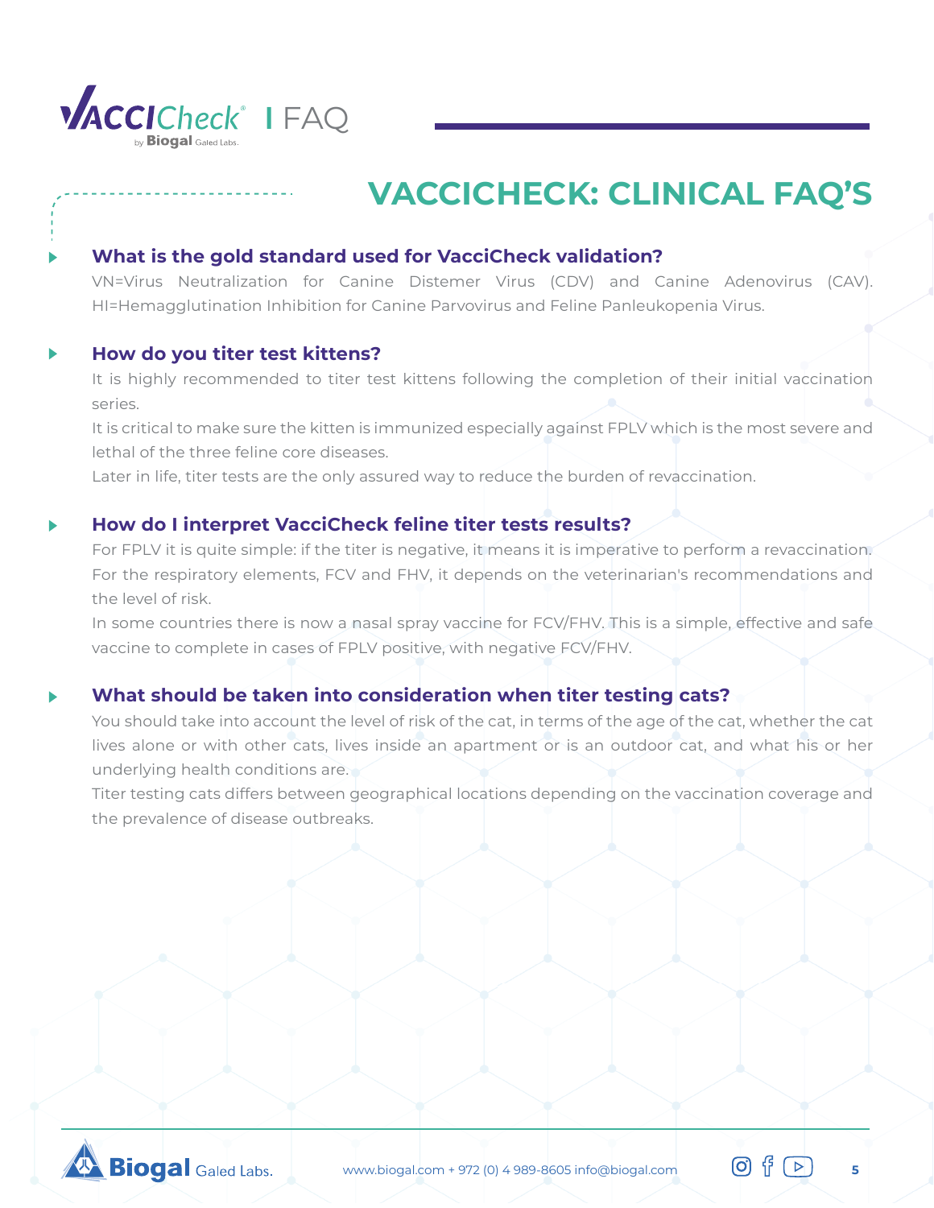## VACCICHECK: CLINICAL FAQ'S

### What is the gold standard used for VacciCheck validation?

VN=Virus Neutralization for Canine Distemer Virus (CDV) and Canine Adenovirus (CAV). HI=Hemagglutination Inhibition for Canine Parvovirus and Feline Panleukopenia Virus.

### How do you titer test kittens?

It is highly recommended to titer test kittens following the completion of their initial vaccination series.

It is critical to make sure the kitten is immunized especially against FPLV which is the most severe and lethal of the three feline core diseases.

Later in life, titer tests are the only assured way to reduce the burden of revaccination.

### How do I interpret VacciCheck feline titer tests results?

For FPLV it is quite simple: if the titer is negative, it means it is imperative to perform a revaccination. For the respiratory elements, FCV and FHV, it depends on the veterinarian's recommendations and the level of risk.

In some countries there is now a nasal spray vaccine for FCV/FHV. This is a simple, effective and safe vaccine to complete in cases of FPLV positive, with negative FCV/FHV.

### What should be taken into consideration when titer testing cats?

You should take into account the level of risk of the cat, in terms of the age of the cat, whether the cat lives alone or with other cats, lives inside an apartment or is an outdoor cat, and what his or her underlying health conditions are.

Titer testing cats differs between geographical locations depending on the vaccination coverage and the prevalence of disease outbreaks.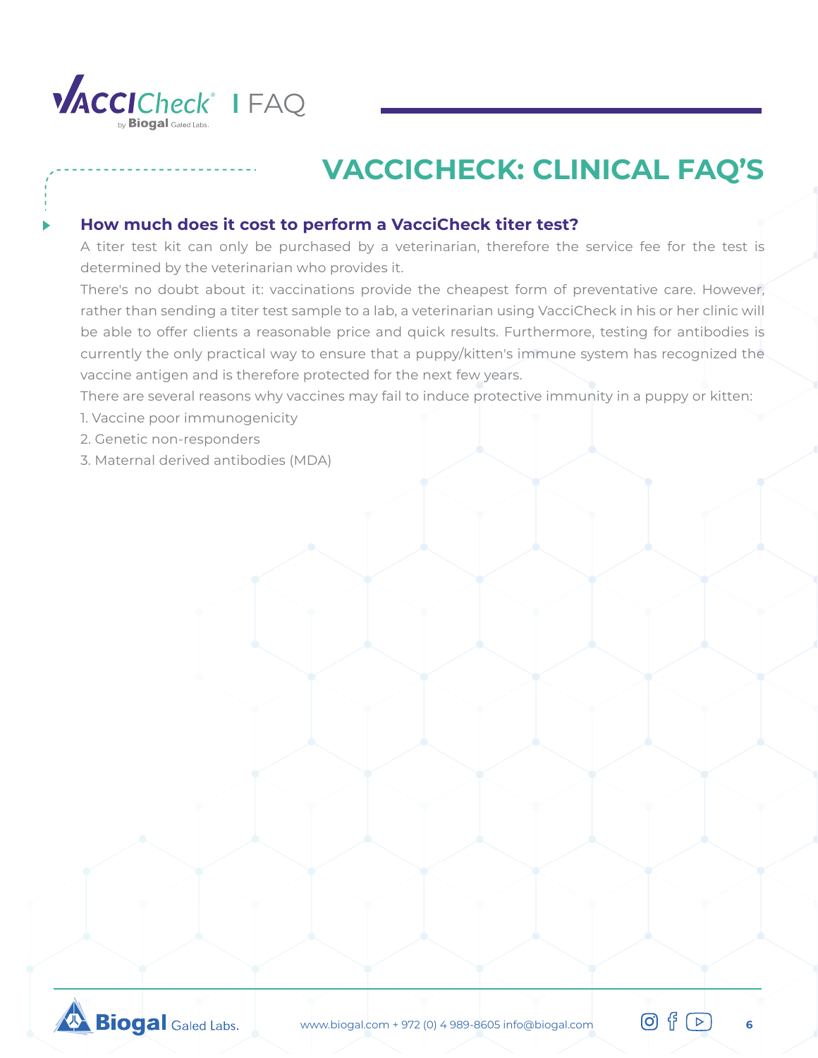# VACCICHECK: CLINICAL FAQ'S

### How much does it cost to perform a VacciCheck titer test?

A titer test kit can only be purchased by a veterinarian, therefore the service fee for the test is determined by the veterinarian who provides it.

There's no doubt about it: vaccinations provide the cheapest form of preventative care. However, rather than sending a titer test sample to a lab, a veterinarian using VacciCheck in his or her clinic will be able to offer clients a reasonable price and quick results. Furthermore, testing for antibodies is currently the only practical way to ensure that a puppy/kitten's immune system has recognized the vaccine antigen and is therefore protected for the next few years.

There are several reasons why vaccines may fail to induce protective immunity in a puppy or kitten:

1. Vaccine poor immunogenicity
2. Genetic non-responders
3. Maternal derived antibodies (MDA)